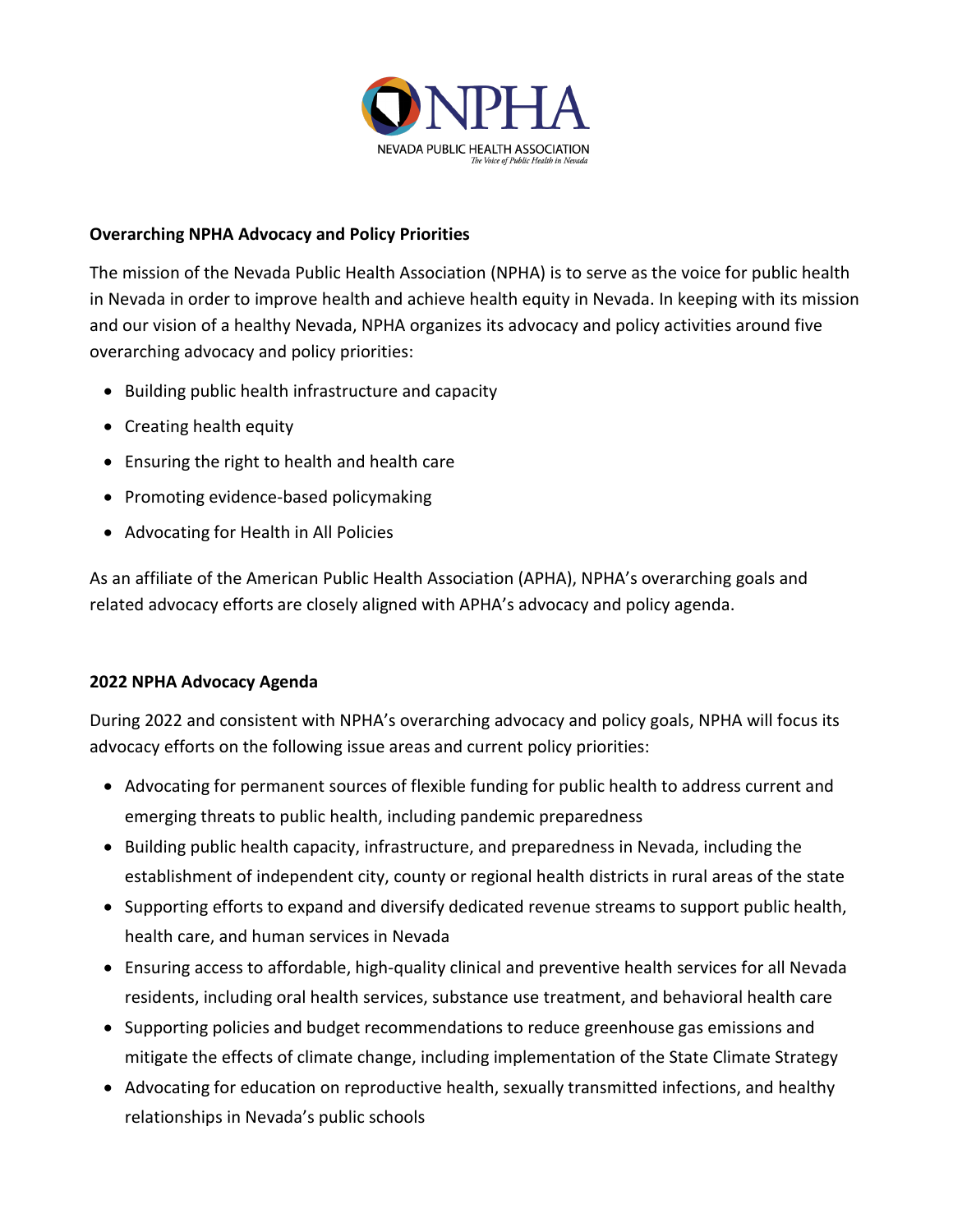NPHA

NEVADA PUBLIC HEALTH ASSOCIATION

*The Voice of Public Health in Nevada*

**Overarching NPHA Advocacy and Policy Priorities**

The mission of the Nevada Public Health Association (NPHA) is to serve as the voice for public health in Nevada in order to improve health and achieve health equity in Nevada. In keeping with its mission and our vision of a healthy Nevada, NPHA organizes its advocacy and policy activities around five overarching advocacy and policy priorities:

- Building public health infrastructure and capacity
- Creating health equity
- Ensuring the right to health and health care
- Promoting evidence-based policymaking
- Advocating for Health in All Policies

As an affiliate of the American Public Health Association (APHA), NPHA's overarching goals and related advocacy efforts are closely aligned with APHA's advocacy and policy agenda.

**2022 NPHA Advocacy Agenda**

During 2022 and consistent with NPHA's overarching advocacy and policy goals, NPHA will focus its advocacy efforts on the following issue areas and current policy priorities:

- Advocating for permanent sources of flexible funding for public health to address current and emerging threats to public health, including pandemic preparedness
- Building public health capacity, infrastructure, and preparedness in Nevada, including the establishment of independent city, county or regional health districts in rural areas of the state
- Supporting efforts to expand and diversify dedicated revenue streams to support public health, health care, and human services in Nevada
- Ensuring access to affordable, high-quality clinical and preventive health services for all Nevada residents, including oral health services, substance use treatment, and behavioral health care
- Supporting policies and budget recommendations to reduce greenhouse gas emissions and mitigate the effects of climate change, including implementation of the State Climate Strategy
- Advocating for education on reproductive health, sexually transmitted infections, and healthy relationships in Nevada's public schools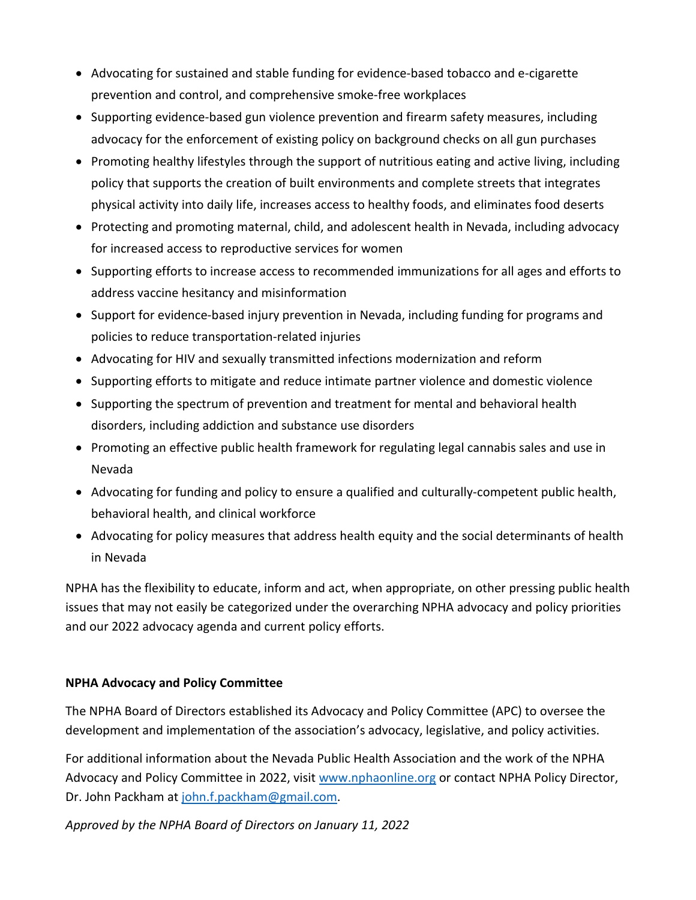- Advocating for sustained and stable funding for evidence-based tobacco and e-cigarette prevention and control, and comprehensive smoke-free workplaces
- Supporting evidence-based gun violence prevention and firearm safety measures, including advocacy for the enforcement of existing policy on background checks on all gun purchases
- Promoting healthy lifestyles through the support of nutritious eating and active living, including policy that supports the creation of built environments and complete streets that integrates physical activity into daily life, increases access to healthy foods, and eliminates food deserts
- Protecting and promoting maternal, child, and adolescent health in Nevada, including advocacy for increased access to reproductive services for women
- Supporting efforts to increase access to recommended immunizations for all ages and efforts to address vaccine hesitancy and misinformation
- Support for evidence-based injury prevention in Nevada, including funding for programs and policies to reduce transportation-related injuries
- Advocating for HIV and sexually transmitted infections modernization and reform
- Supporting efforts to mitigate and reduce intimate partner violence and domestic violence
- Supporting the spectrum of prevention and treatment for mental and behavioral health disorders, including addiction and substance use disorders
- Promoting an effective public health framework for regulating legal cannabis sales and use in Nevada
- Advocating for funding and policy to ensure a qualified and culturally-competent public health, behavioral health, and clinical workforce
- Advocating for policy measures that address health equity and the social determinants of health in Nevada

NPHA has the flexibility to educate, inform and act, when appropriate, on other pressing public health issues that may not easily be categorized under the overarching NPHA advocacy and policy priorities and our 2022 advocacy agenda and current policy efforts.

**NPHA Advocacy and Policy Committee**

The NPHA Board of Directors established its Advocacy and Policy Committee (APC) to oversee the development and implementation of the association's advocacy, legislative, and policy activities.

For additional information about the Nevada Public Health Association and the work of the NPHA Advocacy and Policy Committee in 2022, visit [www.nphaonline.org](http://www.nphaonline.org) or contact NPHA Policy Director, Dr. John Packham at [john.f.packham@gmail.com](mailto:john.f.packham@gmail.com).

*Approved by the NPHA Board of Directors on January 11, 2022*